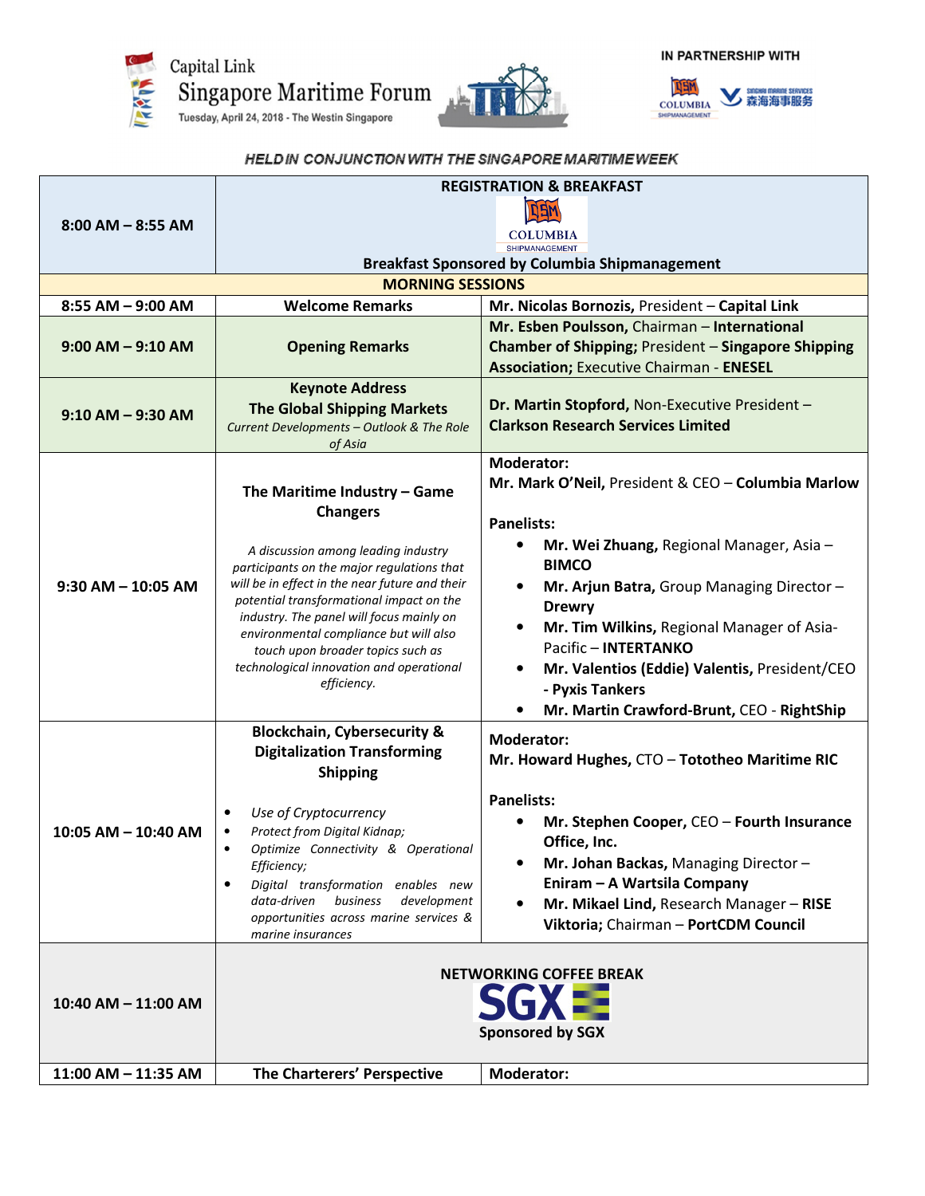Capital Link
# Singapore Maritime Forum
Tuesday, April 24, 2018 - The Westin Singapore

IN PARTNERSHIP WITH

COLUMBIA SHIPMANAGEMENT

SINOMAR MARINE SERVICES 森海海事服务

*HELD IN CONJUNCTION WITH THE SINGAPORE MARITIME WEEK*

| | | |
|---|---|---|
| **8:00 AM – 8:55 AM** | **REGISTRATION & BREAKFAST**<br>COLUMBIA SHIPMANAGEMENT<br>**Breakfast Sponsored by Columbia Shipmanagement** | |
| **MORNING SESSIONS** | | |
| **8:55 AM – 9:00 AM** | **Welcome Remarks** | **Mr. Nicolas Bornozis,** President – **Capital Link** |
| **9:00 AM – 9:10 AM** | **Opening Remarks** | **Mr. Esben Poulsson,** Chairman – **International Chamber of Shipping;** President – **Singapore Shipping Association;** Executive Chairman - **ENESEL** |
| **9:10 AM – 9:30 AM** | **Keynote Address**<br>**The Global Shipping Markets**<br>*Current Developments – Outlook & The Role of Asia* | **Dr. Martin Stopford,** Non-Executive President – **Clarkson Research Services Limited** |
| **9:30 AM – 10:05 AM** | **The Maritime Industry – Game Changers**<br><br>*A discussion among leading industry participants on the major regulations that will be in effect in the near future and their potential transformational impact on the industry. The panel will focus mainly on environmental compliance but will also touch upon broader topics such as technological innovation and operational efficiency.* | **Moderator:**<br>**Mr. Mark O'Neil,** President & CEO – **Columbia Marlow**<br><br>**Panelists:**<br>• **Mr. Wei Zhuang,** Regional Manager, Asia – **BIMCO**<br>• **Mr. Arjun Batra,** Group Managing Director – **Drewry**<br>• **Mr. Tim Wilkins,** Regional Manager of Asia-Pacific – **INTERTANKO**<br>• **Mr. Valentios (Eddie) Valentis,** President/CEO - **Pyxis Tankers**<br>• **Mr. Martin Crawford-Brunt,** CEO - **RightShip** |
| **10:05 AM – 10:40 AM** | **Blockchain, Cybersecurity & Digitalization Transforming Shipping**<br><br>• *Use of Cryptocurrency*<br>• *Protect from Digital Kidnap;*<br>• *Optimize Connectivity & Operational Efficiency;*<br>• *Digital transformation enables new data-driven business development opportunities across marine services & marine insurances* | **Moderator:**<br>**Mr. Howard Hughes,** CTO – **Tototheo Maritime RIC**<br><br>**Panelists:**<br>• **Mr. Stephen Cooper,** CEO – **Fourth Insurance Office, Inc.**<br>• **Mr. Johan Backas,** Managing Director – **Eniram – A Wartsila Company**<br>• **Mr. Mikael Lind,** Research Manager – **RISE Viktoria;** Chairman – **PortCDM Council** |
| **10:40 AM – 11:00 AM** | **NETWORKING COFFEE BREAK**<br>SGX<br>**Sponsored by SGX** | |
| **11:00 AM – 11:35 AM** | **The Charterers' Perspective** | **Moderator:** |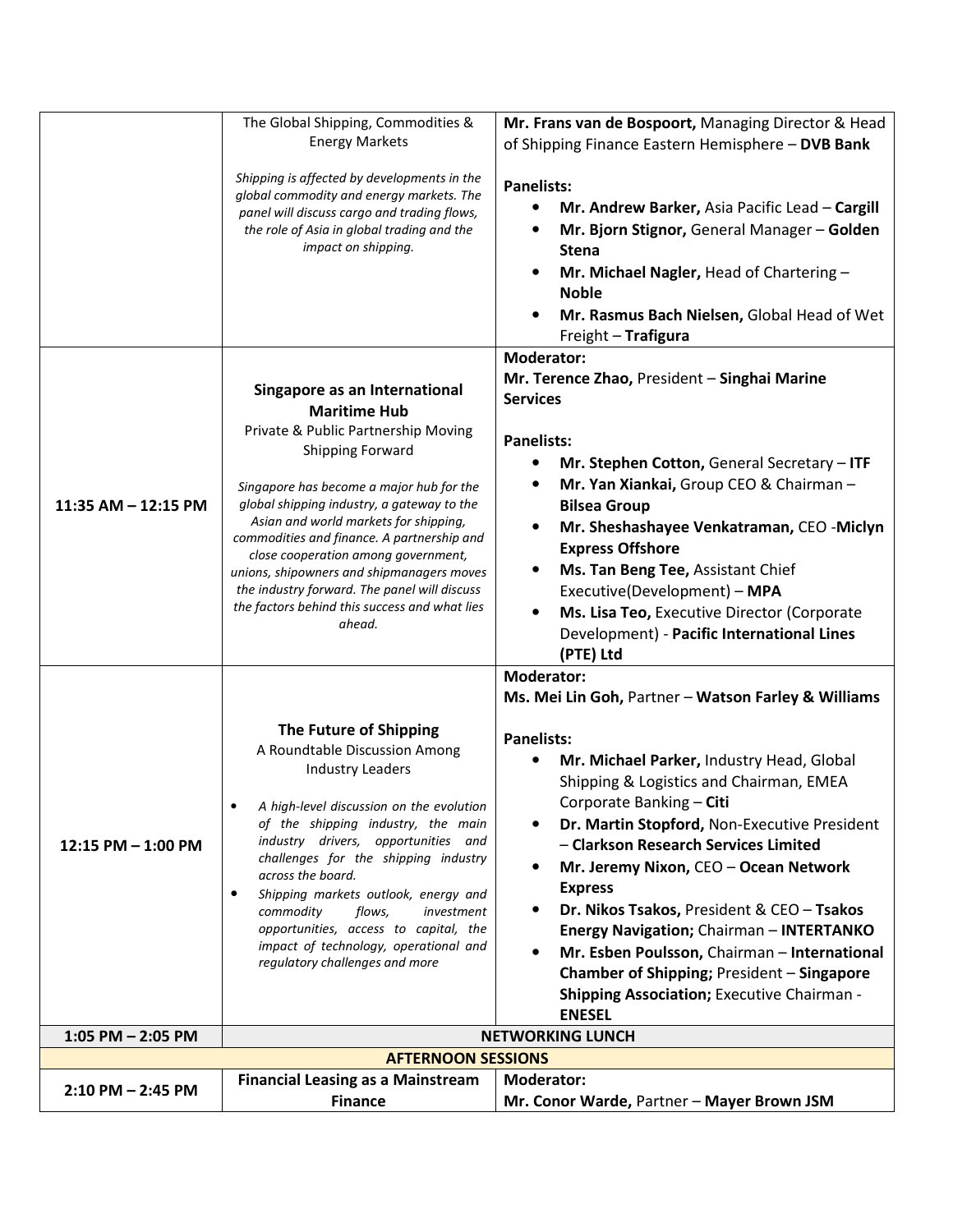| | | |
|---|---|---|
| | The Global Shipping, Commodities & Energy Markets<br><br>*Shipping is affected by developments in the global commodity and energy markets. The panel will discuss cargo and trading flows, the role of Asia in global trading and the impact on shipping.* | **Mr. Frans van de Bospoort,** Managing Director & Head of Shipping Finance Eastern Hemisphere – **DVB Bank**<br><br>**Panelists:**<br>• **Mr. Andrew Barker,** Asia Pacific Lead – **Cargill**<br>• **Mr. Bjorn Stignor,** General Manager – **Golden Stena**<br>• **Mr. Michael Nagler,** Head of Chartering – **Noble**<br>• **Mr. Rasmus Bach Nielsen,** Global Head of Wet Freight – **Trafigura** |
| **11:35 AM – 12:15 PM** | **Singapore as an International Maritime Hub**<br>Private & Public Partnership Moving Shipping Forward<br><br>*Singapore has become a major hub for the global shipping industry, a gateway to the Asian and world markets for shipping, commodities and finance. A partnership and close cooperation among government, unions, shipowners and shipmanagers moves the industry forward. The panel will discuss the factors behind this success and what lies ahead.* | **Moderator:**<br>**Mr. Terence Zhao,** President – **Singhai Marine Services**<br><br>**Panelists:**<br>• **Mr. Stephen Cotton,** General Secretary – **ITF**<br>• **Mr. Yan Xiankai,** Group CEO & Chairman – **Bilsea Group**<br>• **Mr. Sheshashayee Venkatraman,** CEO -**Miclyn Express Offshore**<br>• **Ms. Tan Beng Tee,** Assistant Chief Executive(Development) – **MPA**<br>• **Ms. Lisa Teo,** Executive Director (Corporate Development) - **Pacific International Lines (PTE) Ltd** |
| **12:15 PM – 1:00 PM** | **The Future of Shipping**<br>A Roundtable Discussion Among Industry Leaders<br><br>• *A high-level discussion on the evolution of the shipping industry, the main industry drivers, opportunities and challenges for the shipping industry across the board.*<br>• *Shipping markets outlook, energy and commodity flows, investment opportunities, access to capital, the impact of technology, operational and regulatory challenges and more* | **Moderator:**<br>**Ms. Mei Lin Goh,** Partner – **Watson Farley & Williams**<br><br>**Panelists:**<br>• **Mr. Michael Parker,** Industry Head, Global Shipping & Logistics and Chairman, EMEA Corporate Banking – **Citi**<br>• **Dr. Martin Stopford,** Non-Executive President – **Clarkson Research Services Limited**<br>• **Mr. Jeremy Nixon,** CEO – **Ocean Network Express**<br>• **Dr. Nikos Tsakos,** President & CEO – **Tsakos Energy Navigation;** Chairman – **INTERTANKO**<br>• **Mr. Esben Poulsson,** Chairman – **International Chamber of Shipping;** President – **Singapore Shipping Association;** Executive Chairman - **ENESEL** |
| **1:05 PM – 2:05 PM** | **NETWORKING LUNCH** | |
| **AFTERNOON SESSIONS** | | |
| **2:10 PM – 2:45 PM** | **Financial Leasing as a Mainstream Finance** | **Moderator:**<br>**Mr. Conor Warde,** Partner – **Mayer Brown JSM** |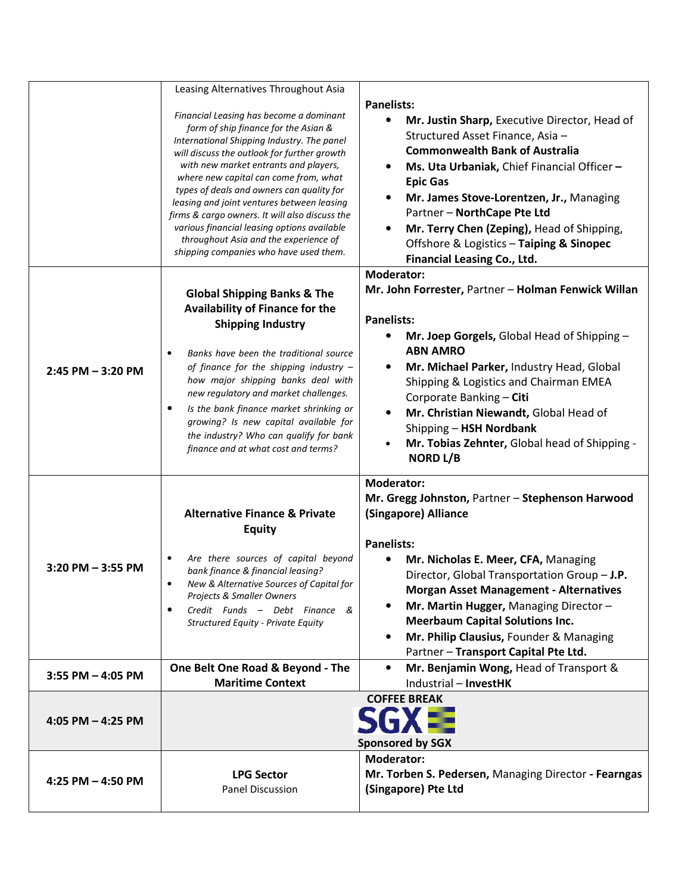| | | |
|---|---|---|
| | Leasing Alternatives Throughout Asia<br><br>*Financial Leasing has become a dominant form of ship finance for the Asian & International Shipping Industry. The panel will discuss the outlook for further growth with new market entrants and players, where new capital can come from, what types of deals and owners can quality for leasing and joint ventures between leasing firms & cargo owners. It will also discuss the various financial leasing options available throughout Asia and the experience of shipping companies who have used them.* | **Panelists:**<br>• **Mr. Justin Sharp,** Executive Director, Head of Structured Asset Finance, Asia – **Commonwealth Bank of Australia**<br>• **Ms. Uta Urbaniak,** Chief Financial Officer **– Epic Gas**<br>• **Mr. James Stove-Lorentzen, Jr.,** Managing Partner – **NorthCape Pte Ltd**<br>• **Mr. Terry Chen (Zeping),** Head of Shipping, Offshore & Logistics – **Taiping & Sinopec Financial Leasing Co., Ltd.** |
| **2:45 PM – 3:20 PM** | **Global Shipping Banks & The Availability of Finance for the Shipping Industry**<br><br>• *Banks have been the traditional source of finance for the shipping industry – how major shipping banks deal with new regulatory and market challenges.*<br>• *Is the bank finance market shrinking or growing? Is new capital available for the industry? Who can qualify for bank finance and at what cost and terms?* | **Moderator:**<br>**Mr. John Forrester,** Partner – **Holman Fenwick Willan**<br><br>**Panelists:**<br>• **Mr. Joep Gorgels,** Global Head of Shipping – **ABN AMRO**<br>• **Mr. Michael Parker,** Industry Head, Global Shipping & Logistics and Chairman EMEA Corporate Banking – **Citi**<br>• **Mr. Christian Niewandt,** Global Head of Shipping – **HSH Nordbank**<br>• **Mr. Tobias Zehnter,** Global head of Shipping - **NORD L/B** |
| **3:20 PM – 3:55 PM** | **Alternative Finance & Private Equity**<br><br>• *Are there sources of capital beyond bank finance & financial leasing?*<br>• *New & Alternative Sources of Capital for Projects & Smaller Owners*<br>• *Credit Funds – Debt Finance & Structured Equity - Private Equity* | **Moderator:**<br>**Mr. Gregg Johnston,** Partner – **Stephenson Harwood (Singapore) Alliance**<br><br>**Panelists:**<br>• **Mr. Nicholas E. Meer, CFA,** Managing Director, Global Transportation Group – **J.P. Morgan Asset Management - Alternatives**<br>• **Mr. Martin Hugger,** Managing Director – **Meerbaum Capital Solutions Inc.**<br>• **Mr. Philip Clausius,** Founder & Managing Partner – **Transport Capital Pte Ltd.** |
| **3:55 PM – 4:05 PM** | **One Belt One Road & Beyond - The Maritime Context** | • **Mr. Benjamin Wong,** Head of Transport & Industrial – **InvestHK** |
| **4:05 PM – 4:25 PM** | **COFFEE BREAK**<br>SGX<br>**Sponsored by SGX** | |
| **4:25 PM – 4:50 PM** | **LPG Sector**<br>Panel Discussion | **Moderator:**<br>**Mr. Torben S. Pedersen,** Managing Director **- Fearngas (Singapore) Pte Ltd** |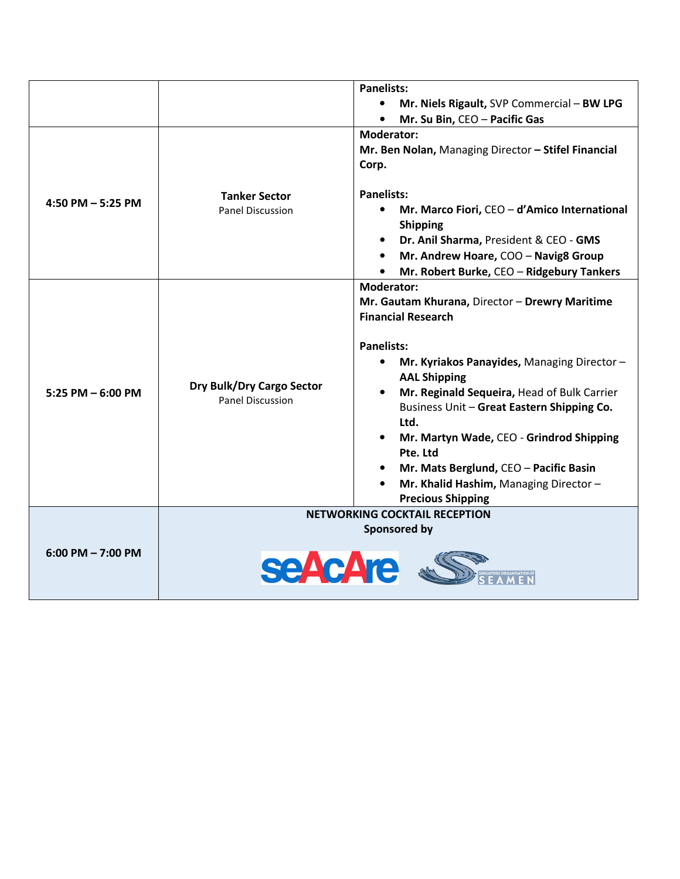| | | |
|---|---|---|
| | | **Panelists:**<br>• **Mr. Niels Rigault,** SVP Commercial – **BW LPG**<br>• **Mr. Su Bin,** CEO – **Pacific Gas** |
| **4:50 PM – 5:25 PM** | **Tanker Sector**<br>Panel Discussion | **Moderator:**<br>**Mr. Ben Nolan,** Managing Director **– Stifel Financial Corp.**<br><br>**Panelists:**<br>• **Mr. Marco Fiori,** CEO – **d'Amico International Shipping**<br>• **Dr. Anil Sharma,** President & CEO - **GMS**<br>• **Mr. Andrew Hoare,** COO – **Navig8 Group**<br>• **Mr. Robert Burke,** CEO – **Ridgebury Tankers** |
| **5:25 PM – 6:00 PM** | **Dry Bulk/Dry Cargo Sector**<br>Panel Discussion | **Moderator:**<br>**Mr. Gautam Khurana,** Director – **Drewry Maritime Financial Research**<br><br>**Panelists:**<br>• **Mr. Kyriakos Panayides,** Managing Director – **AAL Shipping**<br>• **Mr. Reginald Sequeira,** Head of Bulk Carrier Business Unit – **Great Eastern Shipping Co. Ltd.**<br>• **Mr. Martyn Wade,** CEO - **Grindrod Shipping Pte. Ltd**<br>• **Mr. Mats Berglund,** CEO – **Pacific Basin**<br>• **Mr. Khalid Hashim,** Managing Director – **Precious Shipping** |
| **6:00 PM – 7:00 PM** | **NETWORKING COCKTAIL RECEPTION**<br>**Sponsored by**<br>seAcAre<br>SINGAPORE ORGANISATION OF SEAMEN | |